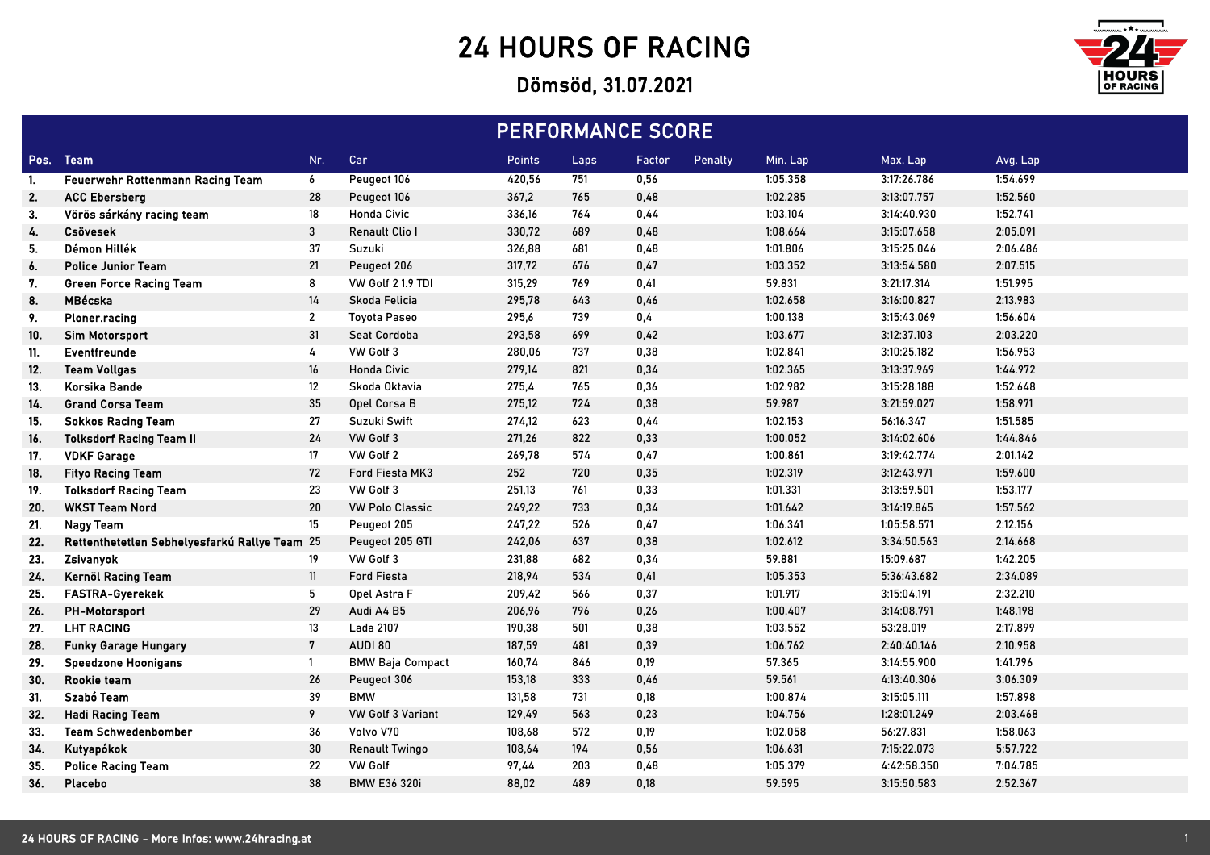# 24 HOURS OF RACING

## Dömsöd, 31.07.2021

### PERFORMANCE SCORE

| Pos. | Team | Nr. | Car | Points | Laps | Factor | Penalty | Min. Lap | Max. Lap | Avg. Lap |
|---|---|---|---|---|---|---|---|---|---|---|
| 1. | Feuerwehr Rottenmann Racing Team | 6 | Peugeot 106 | 420,56 | 751 | 0,56 | | 1:05.358 | 3:17:26.786 | 1:54.699 |
| 2. | ACC Ebersberg | 28 | Peugeot 106 | 367,2 | 765 | 0,48 | | 1:02.285 | 3:13:07.757 | 1:52.560 |
| 3. | Vörös sárkány racing team | 18 | Honda Civic | 336,16 | 764 | 0,44 | | 1:03.104 | 3:14:40.930 | 1:52.741 |
| 4. | Csövesek | 3 | Renault Clio I | 330,72 | 689 | 0,48 | | 1:08.664 | 3:15:07.658 | 2:05.091 |
| 5. | Démon Hillék | 37 | Suzuki | 326,88 | 681 | 0,48 | | 1:01.806 | 3:15:25.046 | 2:06.486 |
| 6. | Police Junior Team | 21 | Peugeot 206 | 317,72 | 676 | 0,47 | | 1:03.352 | 3:13:54.580 | 2:07.515 |
| 7. | Green Force Racing Team | 8 | VW Golf 2 1.9 TDI | 315,29 | 769 | 0,41 | | 59.831 | 3:21:17.314 | 1:51.995 |
| 8. | MBécska | 14 | Skoda Felicia | 295,78 | 643 | 0,46 | | 1:02.658 | 3:16:00.827 | 2:13.983 |
| 9. | Ploner.racing | 2 | Toyota Paseo | 295,6 | 739 | 0,4 | | 1:00.138 | 3:15:43.069 | 1:56.604 |
| 10. | Sim Motorsport | 31 | Seat Cordoba | 293,58 | 699 | 0,42 | | 1:03.677 | 3:12:37.103 | 2:03.220 |
| 11. | Eventfreunde | 4 | VW Golf 3 | 280,06 | 737 | 0,38 | | 1:02.841 | 3:10:25.182 | 1:56.953 |
| 12. | Team Vollgas | 16 | Honda Civic | 279,14 | 821 | 0,34 | | 1:02.365 | 3:13:37.969 | 1:44.972 |
| 13. | Korsika Bande | 12 | Skoda Oktavia | 275,4 | 765 | 0,36 | | 1:02.982 | 3:15:28.188 | 1:52.648 |
| 14. | Grand Corsa Team | 35 | Opel Corsa B | 275,12 | 724 | 0,38 | | 59.987 | 3:21:59.027 | 1:58.971 |
| 15. | Sokkos Racing Team | 27 | Suzuki Swift | 274,12 | 623 | 0,44 | | 1:02.153 | 56:16.347 | 1:51.585 |
| 16. | Tolksdorf Racing Team II | 24 | VW Golf 3 | 271,26 | 822 | 0,33 | | 1:00.052 | 3:14:02.606 | 1:44.846 |
| 17. | VDKF Garage | 17 | VW Golf 2 | 269,78 | 574 | 0,47 | | 1:00.861 | 3:19:42.774 | 2:01.142 |
| 18. | Fityo Racing Team | 72 | Ford Fiesta MK3 | 252 | 720 | 0,35 | | 1:02.319 | 3:12:43.971 | 1:59.600 |
| 19. | Tolksdorf Racing Team | 23 | VW Golf 3 | 251,13 | 761 | 0,33 | | 1:01.331 | 3:13:59.501 | 1:53.177 |
| 20. | WKST Team Nord | 20 | VW Polo Classic | 249,22 | 733 | 0,34 | | 1:01.642 | 3:14:19.865 | 1:57.562 |
| 21. | Nagy Team | 15 | Peugeot 205 | 247,22 | 526 | 0,47 | | 1:06.341 | 1:05:58.571 | 2:12.156 |
| 22. | Rettenthetetlen Sebhelyesfarkú Rallye Team | 25 | Peugeot 205 GTI | 242,06 | 637 | 0,38 | | 1:02.612 | 3:34:50.563 | 2:14.668 |
| 23. | Zsivanyok | 19 | VW Golf 3 | 231,88 | 682 | 0,34 | | 59.881 | 15:09.687 | 1:42.205 |
| 24. | Kernöl Racing Team | 11 | Ford Fiesta | 218,94 | 534 | 0,41 | | 1:05.353 | 5:36:43.682 | 2:34.089 |
| 25. | FASTRA-Gyerekek | 5 | Opel Astra F | 209,42 | 566 | 0,37 | | 1:01.917 | 3:15:04.191 | 2:32.210 |
| 26. | PH-Motorsport | 29 | Audi A4 B5 | 206,96 | 796 | 0,26 | | 1:00.407 | 3:14:08.791 | 1:48.198 |
| 27. | LHT RACING | 13 | Lada 2107 | 190,38 | 501 | 0,38 | | 1:03.552 | 53:28.019 | 2:17.899 |
| 28. | Funky Garage Hungary | 7 | AUDI 80 | 187,59 | 481 | 0,39 | | 1:06.762 | 2:40:40.146 | 2:10.958 |
| 29. | Speedzone Hoonigans | 1 | BMW Baja Compact | 160,74 | 846 | 0,19 | | 57.365 | 3:14:55.900 | 1:41.796 |
| 30. | Rookie team | 26 | Peugeot 306 | 153,18 | 333 | 0,46 | | 59.561 | 4:13:40.306 | 3:06.309 |
| 31. | Szabó Team | 39 | BMW | 131,58 | 731 | 0,18 | | 1:00.874 | 3:15:05.111 | 1:57.898 |
| 32. | Hadi Racing Team | 9 | VW Golf 3 Variant | 129,49 | 563 | 0,23 | | 1:04.756 | 1:28:01.249 | 2:03.468 |
| 33. | Team Schwedenbomber | 36 | Volvo V70 | 108,68 | 572 | 0,19 | | 1:02.058 | 56:27.831 | 1:58.063 |
| 34. | Kutyapókok | 30 | Renault Twingo | 108,64 | 194 | 0,56 | | 1:06.631 | 7:15:22.073 | 5:57.722 |
| 35. | Police Racing Team | 22 | VW Golf | 97,44 | 203 | 0,48 | | 1:05.379 | 4:42:58.350 | 7:04.785 |
| 36. | Placebo | 38 | BMW E36 320i | 88,02 | 489 | 0,18 | | 59.595 | 3:15:50.583 | 2:52.367 |

24 HOURS OF RACING - More Infos: www.24hracing.at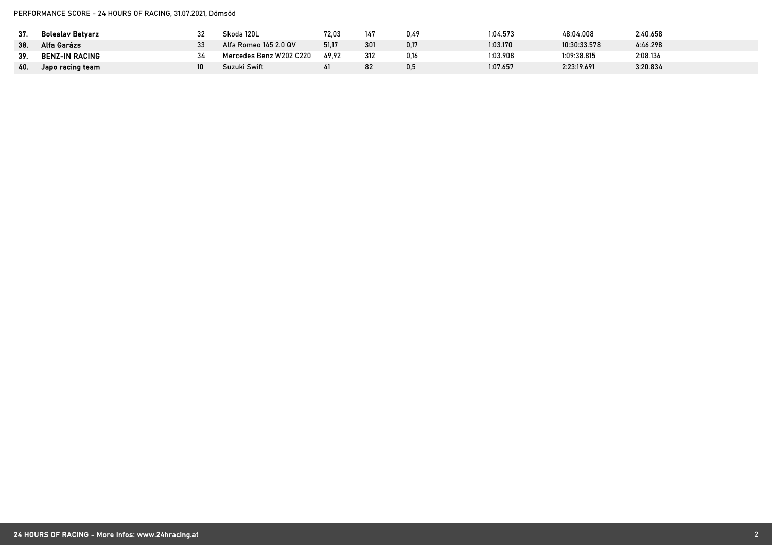PERFORMANCE SCORE - 24 HOURS OF RACING, 31.07.2021, Dömsöd

| | | | | | | | | | |
|---|---|---|---|---|---|---|---|---|---|
| **37.** | **Boleslav Betyarz** | 32 | Skoda 120L | 72,03 | 147 | 0,49 | 1:04.573 | 48:04.008 | 2:40.658 |
| **38.** | **Alfa Garázs** | 33 | Alfa Romeo 145 2.0 QV | 51,17 | 301 | 0,17 | 1:03.170 | 10:30:33.578 | 4:46.298 |
| **39.** | **BENZ-IN RACING** | 34 | Mercedes Benz W202 C220 | 49,92 | 312 | 0,16 | 1:03.908 | 1:09:38.815 | 2:08.136 |
| **40.** | **Japo racing team** | 10 | Suzuki Swift | 41 | 82 | 0,5 | 1:07.657 | 2:23:19.691 | 3:20.834 |